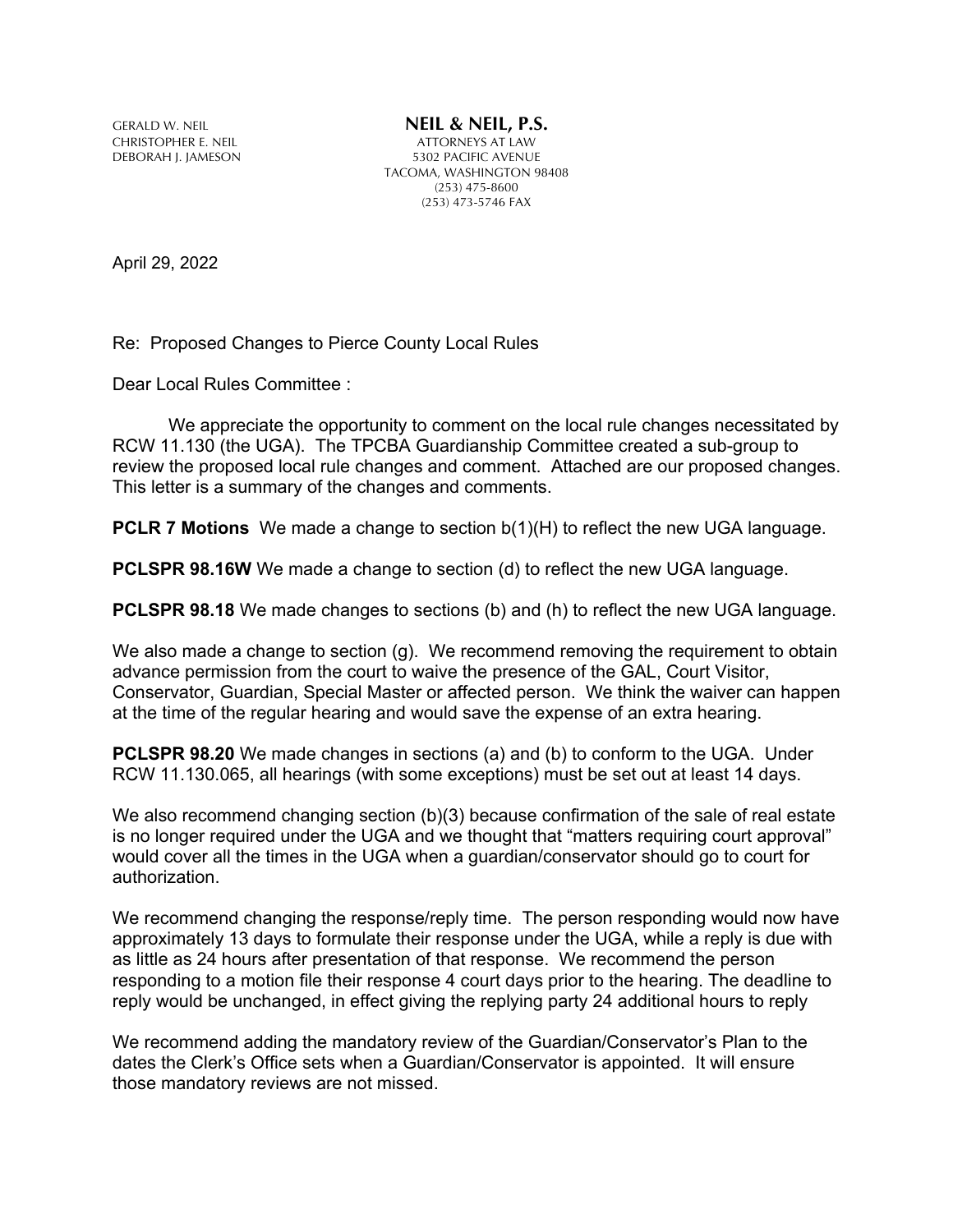GERALD W. NEIL
CHRISTOPHER E. NEIL
DEBORAH J. JAMESON

**NEIL & NEIL, P.S.**
ATTORNEYS AT LAW
5302 PACIFIC AVENUE
TACOMA, WASHINGTON 98408
(253) 475-8600
(253) 473-5746 FAX

April 29, 2022

Re: Proposed Changes to Pierce County Local Rules

Dear Local Rules Committee :

We appreciate the opportunity to comment on the local rule changes necessitated by RCW 11.130 (the UGA). The TPCBA Guardianship Committee created a sub-group to review the proposed local rule changes and comment. Attached are our proposed changes. This letter is a summary of the changes and comments.

**PCLR 7 Motions** We made a change to section b(1)(H) to reflect the new UGA language.

**PCLSPR 98.16W** We made a change to section (d) to reflect the new UGA language.

**PCLSPR 98.18** We made changes to sections (b) and (h) to reflect the new UGA language.

We also made a change to section (g). We recommend removing the requirement to obtain advance permission from the court to waive the presence of the GAL, Court Visitor, Conservator, Guardian, Special Master or affected person. We think the waiver can happen at the time of the regular hearing and would save the expense of an extra hearing.

**PCLSPR 98.20** We made changes in sections (a) and (b) to conform to the UGA. Under RCW 11.130.065, all hearings (with some exceptions) must be set out at least 14 days.

We also recommend changing section (b)(3) because confirmation of the sale of real estate is no longer required under the UGA and we thought that "matters requiring court approval" would cover all the times in the UGA when a guardian/conservator should go to court for authorization.

We recommend changing the response/reply time. The person responding would now have approximately 13 days to formulate their response under the UGA, while a reply is due with as little as 24 hours after presentation of that response. We recommend the person responding to a motion file their response 4 court days prior to the hearing. The deadline to reply would be unchanged, in effect giving the replying party 24 additional hours to reply

We recommend adding the mandatory review of the Guardian/Conservator's Plan to the dates the Clerk's Office sets when a Guardian/Conservator is appointed. It will ensure those mandatory reviews are not missed.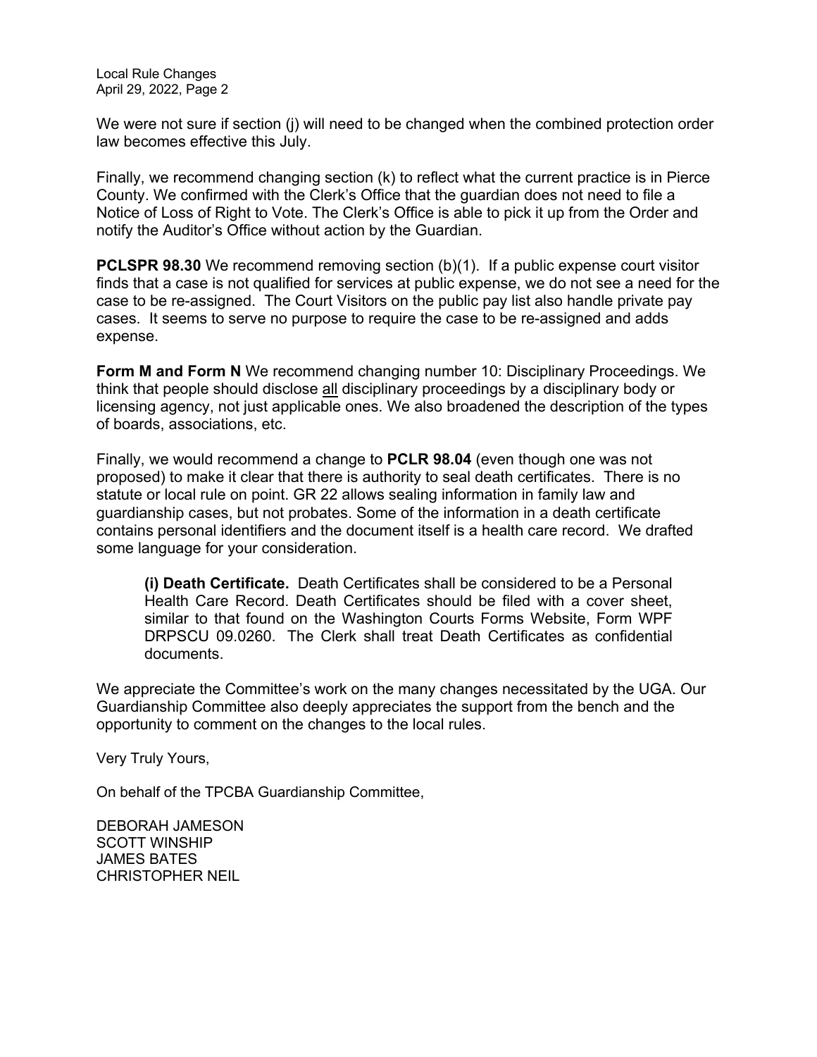We were not sure if section (j) will need to be changed when the combined protection order law becomes effective this July.

Finally, we recommend changing section (k) to reflect what the current practice is in Pierce County. We confirmed with the Clerk's Office that the guardian does not need to file a Notice of Loss of Right to Vote. The Clerk's Office is able to pick it up from the Order and notify the Auditor's Office without action by the Guardian.

**PCLSPR 98.30** We recommend removing section (b)(1). If a public expense court visitor finds that a case is not qualified for services at public expense, we do not see a need for the case to be re-assigned. The Court Visitors on the public pay list also handle private pay cases. It seems to serve no purpose to require the case to be re-assigned and adds expense.

**Form M and Form N** We recommend changing number 10: Disciplinary Proceedings. We think that people should disclose <u>all</u> disciplinary proceedings by a disciplinary body or licensing agency, not just applicable ones. We also broadened the description of the types of boards, associations, etc.

Finally, we would recommend a change to **PCLR 98.04** (even though one was not proposed) to make it clear that there is authority to seal death certificates. There is no statute or local rule on point. GR 22 allows sealing information in family law and guardianship cases, but not probates. Some of the information in a death certificate contains personal identifiers and the document itself is a health care record. We drafted some language for your consideration.

> **(i) Death Certificate.** Death Certificates shall be considered to be a Personal Health Care Record. Death Certificates should be filed with a cover sheet, similar to that found on the Washington Courts Forms Website, Form WPF DRPSCU 09.0260. The Clerk shall treat Death Certificates as confidential documents.

We appreciate the Committee's work on the many changes necessitated by the UGA. Our Guardianship Committee also deeply appreciates the support from the bench and the opportunity to comment on the changes to the local rules.

Very Truly Yours,

On behalf of the TPCBA Guardianship Committee,

DEBORAH JAMESON
SCOTT WINSHIP
JAMES BATES
CHRISTOPHER NEIL